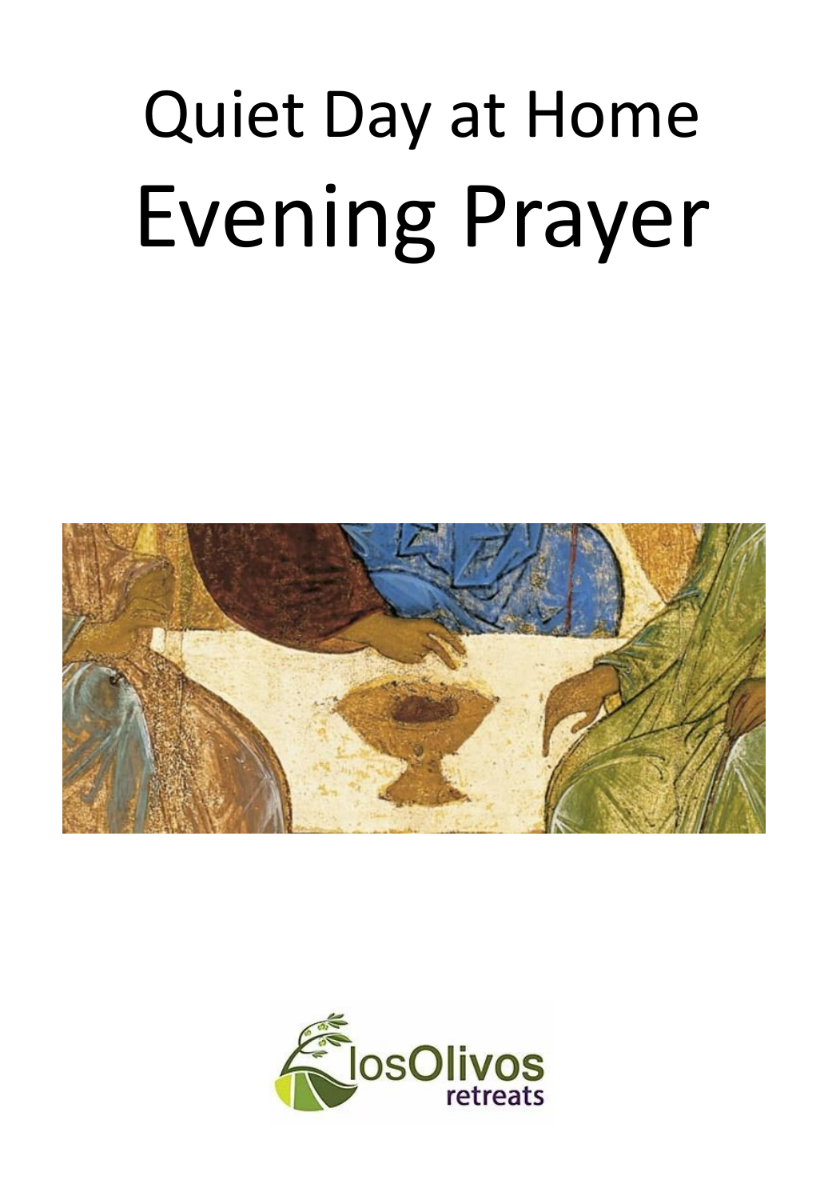# Quiet Day at Home
# Evening Prayer

losOlivos retreats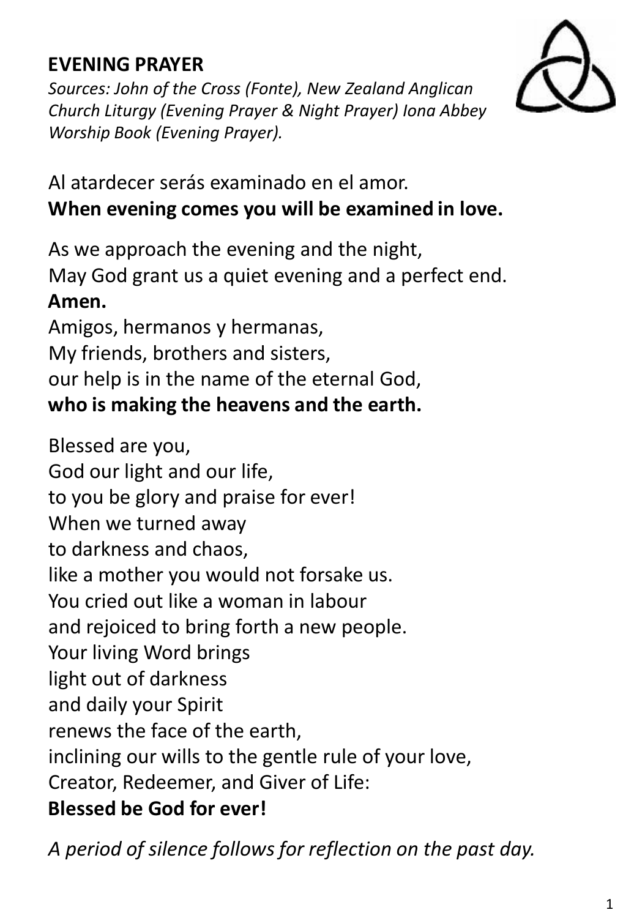## EVENING PRAYER

*Sources: John of the Cross (Fonte), New Zealand Anglican Church Liturgy (Evening Prayer & Night Prayer) Iona Abbey Worship Book (Evening Prayer).*

Al atardecer serás examinado en el amor.
**When evening comes you will be examined in love.**

As we approach the evening and the night,
May God grant us a quiet evening and a perfect end.
**Amen.**
Amigos, hermanos y hermanas,
My friends, brothers and sisters,
our help is in the name of the eternal God,
**who is making the heavens and the earth.**

Blessed are you,
God our light and our life,
to you be glory and praise for ever!
When we turned away
to darkness and chaos,
like a mother you would not forsake us.
You cried out like a woman in labour
and rejoiced to bring forth a new people.
Your living Word brings
light out of darkness
and daily your Spirit
renews the face of the earth,
inclining our wills to the gentle rule of your love,
Creator, Redeemer, and Giver of Life:
**Blessed be God for ever!**

*A period of silence follows for reflection on the past day.*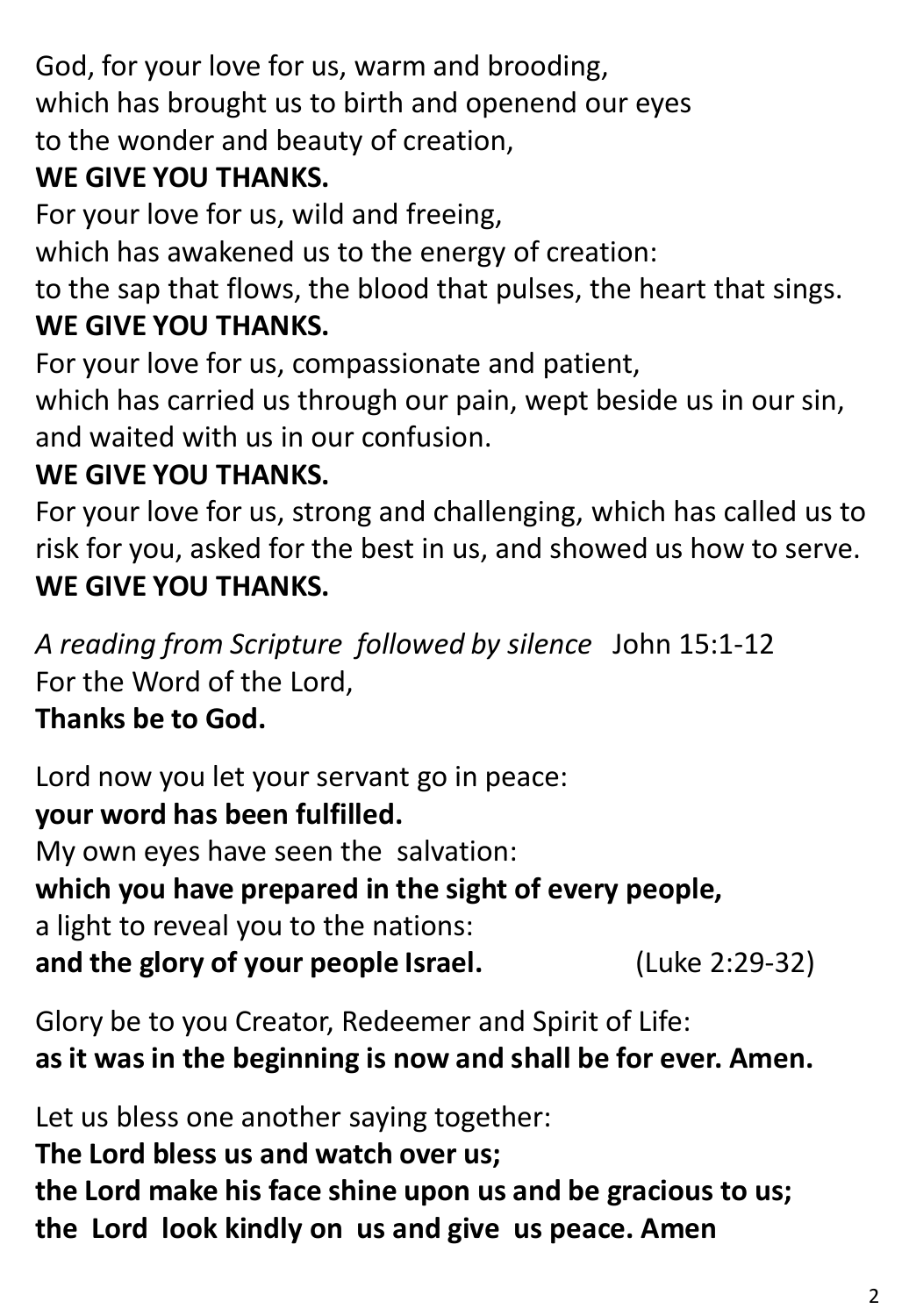God, for your love for us, warm and brooding,
which has brought us to birth and openend our eyes
to the wonder and beauty of creation,
**WE GIVE YOU THANKS.**
For your love for us, wild and freeing,
which has awakened us to the energy of creation:
to the sap that flows, the blood that pulses, the heart that sings.
**WE GIVE YOU THANKS.**
For your love for us, compassionate and patient,
which has carried us through our pain, wept beside us in our sin,
and waited with us in our confusion.
**WE GIVE YOU THANKS.**
For your love for us, strong and challenging, which has called us to risk for you, asked for the best in us, and showed us how to serve.
**WE GIVE YOU THANKS.**

*A reading from Scripture followed by silence* John 15:1-12
For the Word of the Lord,
**Thanks be to God.**

Lord now you let your servant go in peace:
**your word has been fulfilled.**
My own eyes have seen the salvation:
**which you have prepared in the sight of every people,**
a light to reveal you to the nations:
**and the glory of your people Israel.** (Luke 2:29-32)

Glory be to you Creator, Redeemer and Spirit of Life:
**as it was in the beginning is now and shall be for ever. Amen.**

Let us bless one another saying together:
**The Lord bless us and watch over us;**
**the Lord make his face shine upon us and be gracious to us;**
**the Lord look kindly on us and give us peace. Amen**